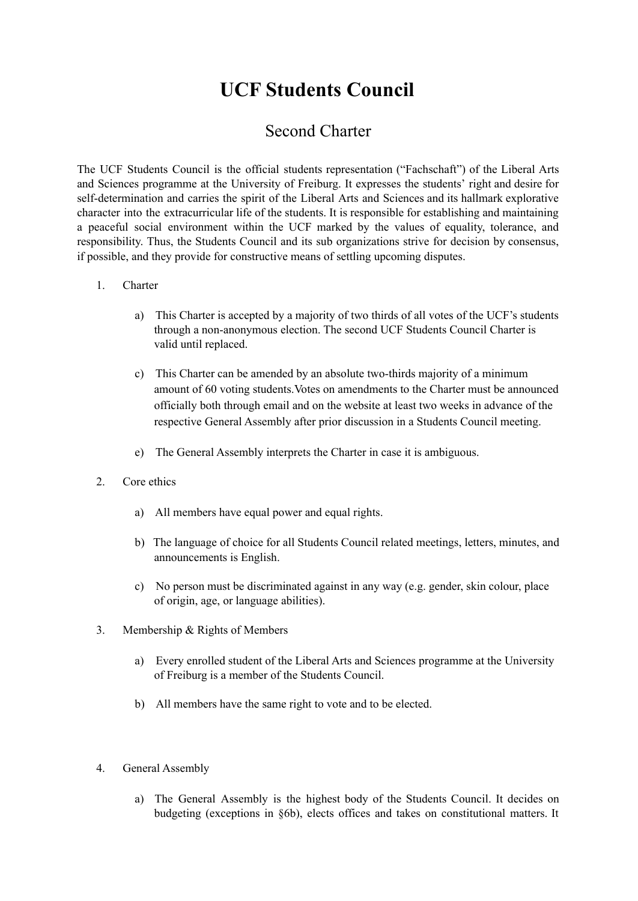# UCF Students Council

## Second Charter

The UCF Students Council is the official students representation ("Fachschaft") of the Liberal Arts and Sciences programme at the University of Freiburg. It expresses the students' right and desire for self-determination and carries the spirit of the Liberal Arts and Sciences and its hallmark explorative character into the extracurricular life of the students. It is responsible for establishing and maintaining a peaceful social environment within the UCF marked by the values of equality, tolerance, and responsibility. Thus, the Students Council and its sub organizations strive for decision by consensus, if possible, and they provide for constructive means of settling upcoming disputes.

1. Charter

    a) This Charter is accepted by a majority of two thirds of all votes of the UCF's students through a non-anonymous election. The second UCF Students Council Charter is valid until replaced.

    c) This Charter can be amended by an absolute two-thirds majority of a minimum amount of 60 voting students.Votes on amendments to the Charter must be announced officially both through email and on the website at least two weeks in advance of the respective General Assembly after prior discussion in a Students Council meeting.

    e) The General Assembly interprets the Charter in case it is ambiguous.

2. Core ethics

    a) All members have equal power and equal rights.

    b) The language of choice for all Students Council related meetings, letters, minutes, and announcements is English.

    c) No person must be discriminated against in any way (e.g. gender, skin colour, place of origin, age, or language abilities).

3. Membership & Rights of Members

    a) Every enrolled student of the Liberal Arts and Sciences programme at the University of Freiburg is a member of the Students Council.

    b) All members have the same right to vote and to be elected.

4. General Assembly

    a) The General Assembly is the highest body of the Students Council. It decides on budgeting (exceptions in §6b), elects offices and takes on constitutional matters. It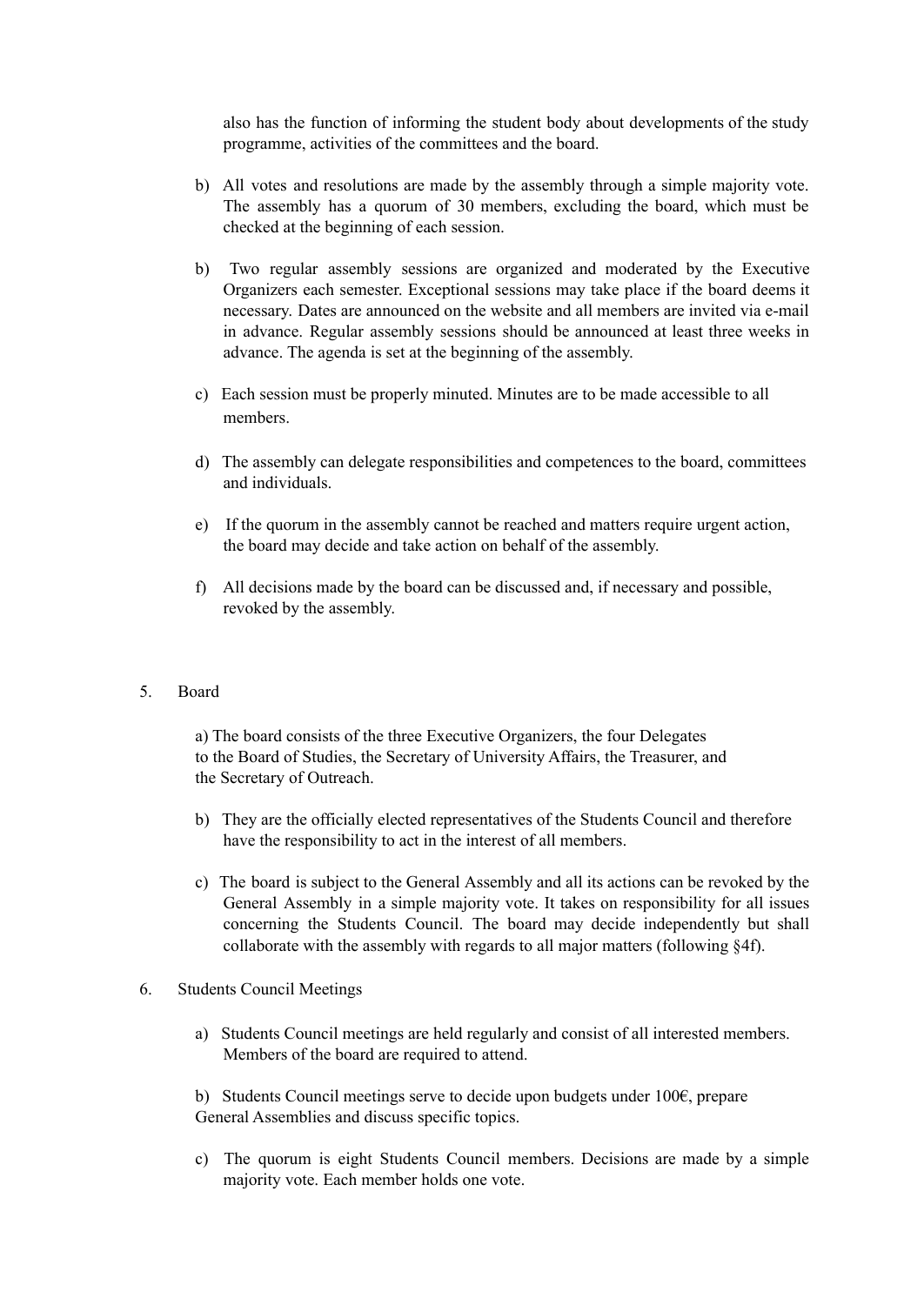also has the function of informing the student body about developments of the study programme, activities of the committees and the board.

b) All votes and resolutions are made by the assembly through a simple majority vote. The assembly has a quorum of 30 members, excluding the board, which must be checked at the beginning of each session.

b) Two regular assembly sessions are organized and moderated by the Executive Organizers each semester. Exceptional sessions may take place if the board deems it necessary. Dates are announced on the website and all members are invited via e-mail in advance. Regular assembly sessions should be announced at least three weeks in advance. The agenda is set at the beginning of the assembly.

c) Each session must be properly minuted. Minutes are to be made accessible to all members.

d) The assembly can delegate responsibilities and competences to the board, committees and individuals.

e) If the quorum in the assembly cannot be reached and matters require urgent action, the board may decide and take action on behalf of the assembly.

f) All decisions made by the board can be discussed and, if necessary and possible, revoked by the assembly.

5. Board

a) The board consists of the three Executive Organizers, the four Delegates to the Board of Studies, the Secretary of University Affairs, the Treasurer, and the Secretary of Outreach.

b) They are the officially elected representatives of the Students Council and therefore have the responsibility to act in the interest of all members.

c) The board is subject to the General Assembly and all its actions can be revoked by the General Assembly in a simple majority vote. It takes on responsibility for all issues concerning the Students Council. The board may decide independently but shall collaborate with the assembly with regards to all major matters (following §4f).

6. Students Council Meetings

a) Students Council meetings are held regularly and consist of all interested members. Members of the board are required to attend.

b) Students Council meetings serve to decide upon budgets under 100€, prepare General Assemblies and discuss specific topics.

c) The quorum is eight Students Council members. Decisions are made by a simple majority vote. Each member holds one vote.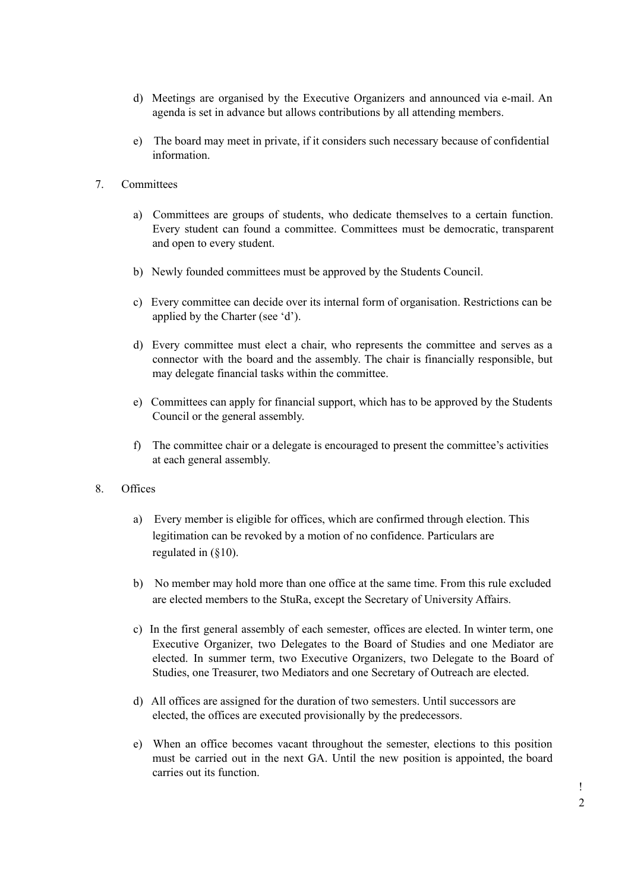d) Meetings are organised by the Executive Organizers and announced via e-mail. An agenda is set in advance but allows contributions by all attending members.

e) The board may meet in private, if it considers such necessary because of confidential information.

7. Committees

a) Committees are groups of students, who dedicate themselves to a certain function. Every student can found a committee. Committees must be democratic, transparent and open to every student.

b) Newly founded committees must be approved by the Students Council.

c) Every committee can decide over its internal form of organisation. Restrictions can be applied by the Charter (see 'd').

d) Every committee must elect a chair, who represents the committee and serves as a connector with the board and the assembly. The chair is financially responsible, but may delegate financial tasks within the committee.

e) Committees can apply for financial support, which has to be approved by the Students Council or the general assembly.

f) The committee chair or a delegate is encouraged to present the committee's activities at each general assembly.

8. Offices

a) Every member is eligible for offices, which are confirmed through election. This legitimation can be revoked by a motion of no confidence. Particulars are regulated in (§10).

b) No member may hold more than one office at the same time. From this rule excluded are elected members to the StuRa, except the Secretary of University Affairs.

c) In the first general assembly of each semester, offices are elected. In winter term, one Executive Organizer, two Delegates to the Board of Studies and one Mediator are elected. In summer term, two Executive Organizers, two Delegate to the Board of Studies, one Treasurer, two Mediators and one Secretary of Outreach are elected.

d) All offices are assigned for the duration of two semesters. Until successors are elected, the offices are executed provisionally by the predecessors.

e) When an office becomes vacant throughout the semester, elections to this position must be carried out in the next GA. Until the new position is appointed, the board carries out its function.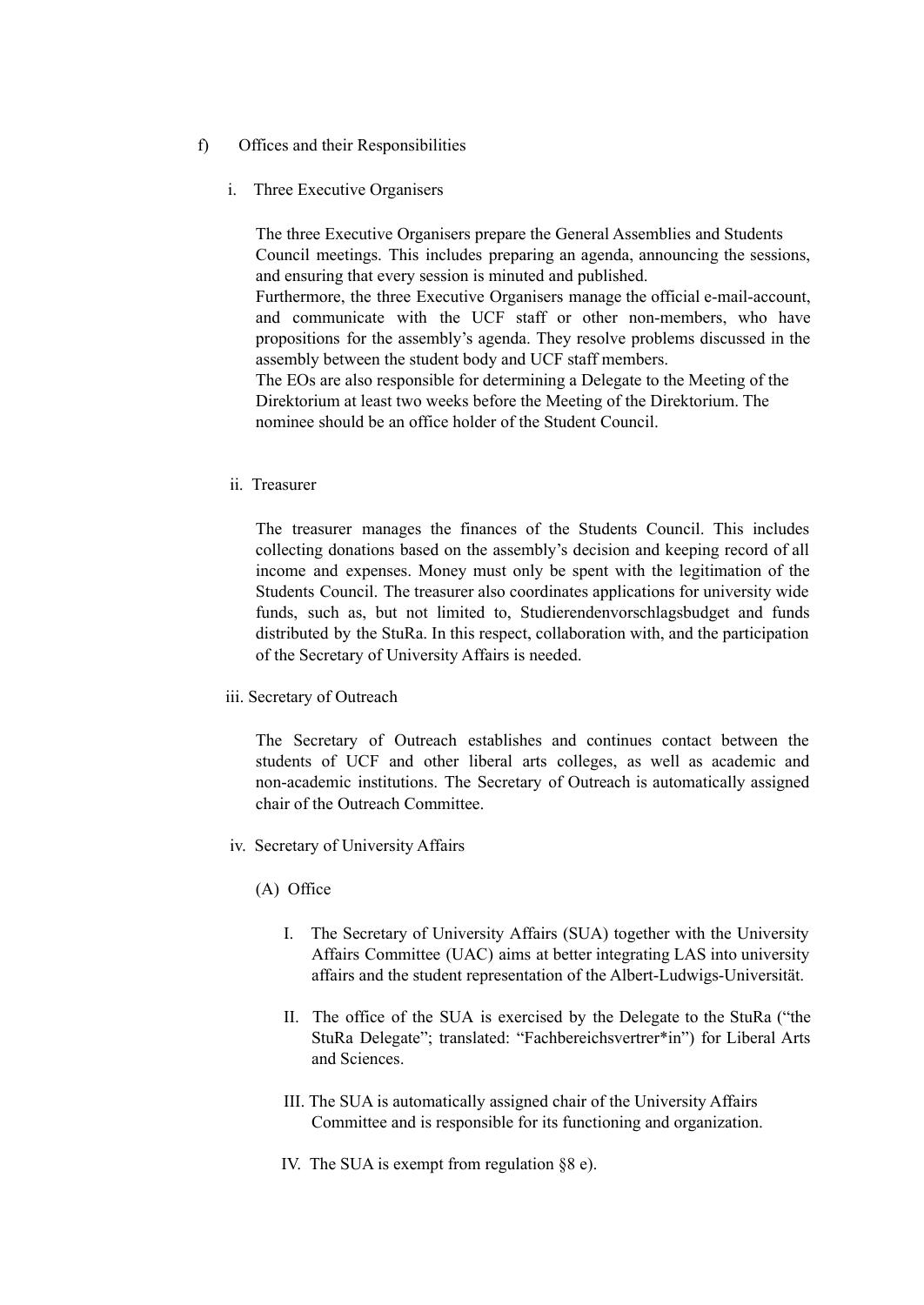f) Offices and their Responsibilities

i. Three Executive Organisers

The three Executive Organisers prepare the General Assemblies and Students Council meetings. This includes preparing an agenda, announcing the sessions, and ensuring that every session is minuted and published.
Furthermore, the three Executive Organisers manage the official e-mail-account, and communicate with the UCF staff or other non-members, who have propositions for the assembly's agenda. They resolve problems discussed in the assembly between the student body and UCF staff members.
The EOs are also responsible for determining a Delegate to the Meeting of the Direktorium at least two weeks before the Meeting of the Direktorium. The nominee should be an office holder of the Student Council.

ii. Treasurer

The treasurer manages the finances of the Students Council. This includes collecting donations based on the assembly's decision and keeping record of all income and expenses. Money must only be spent with the legitimation of the Students Council. The treasurer also coordinates applications for university wide funds, such as, but not limited to, Studierendenvorschlagsbudget and funds distributed by the StuRa. In this respect, collaboration with, and the participation of the Secretary of University Affairs is needed.

iii. Secretary of Outreach

The Secretary of Outreach establishes and continues contact between the students of UCF and other liberal arts colleges, as well as academic and non-academic institutions. The Secretary of Outreach is automatically assigned chair of the Outreach Committee.

iv. Secretary of University Affairs

(A) Office

I. The Secretary of University Affairs (SUA) together with the University Affairs Committee (UAC) aims at better integrating LAS into university affairs and the student representation of the Albert-Ludwigs-Universität.

II. The office of the SUA is exercised by the Delegate to the StuRa ("the StuRa Delegate"; translated: "Fachbereichsvertrer*in") for Liberal Arts and Sciences.

III. The SUA is automatically assigned chair of the University Affairs Committee and is responsible for its functioning and organization.

IV. The SUA is exempt from regulation §8 e).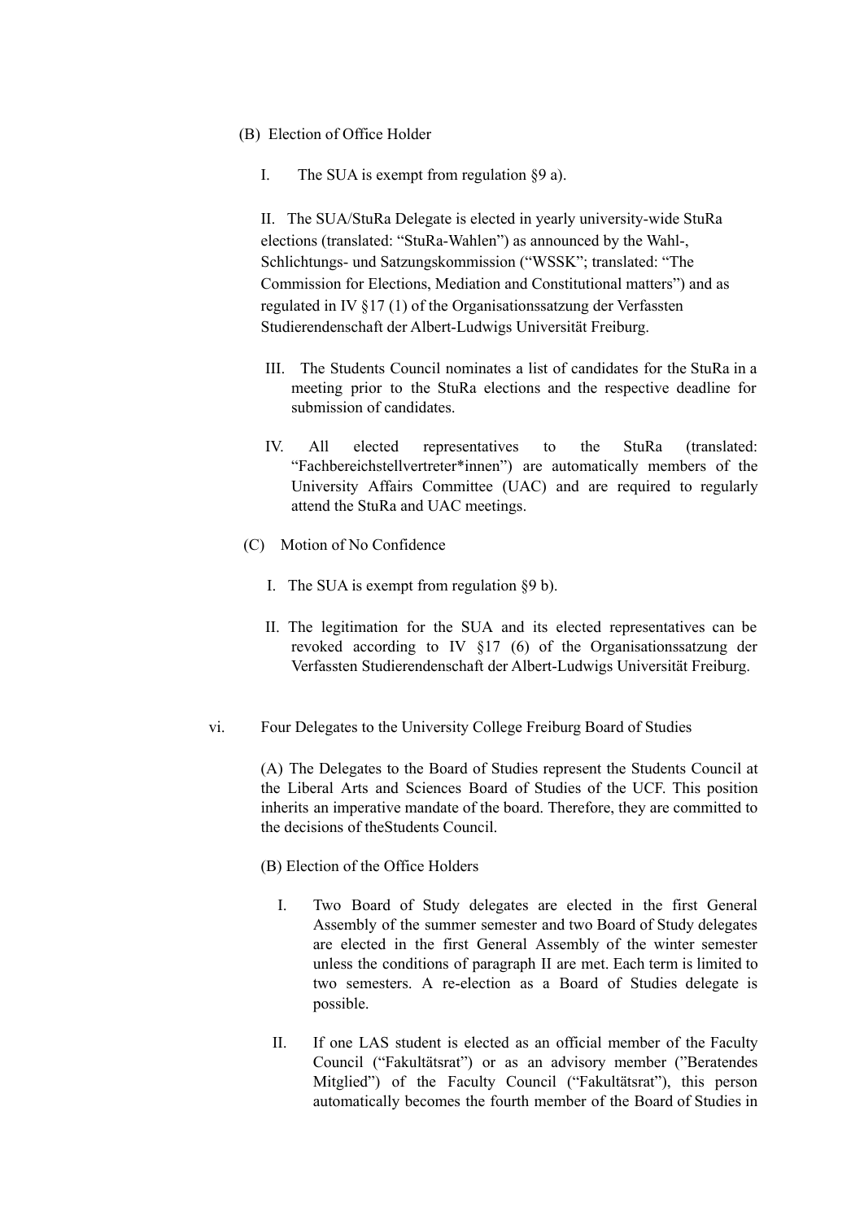(B) Election of Office Holder

I. The SUA is exempt from regulation §9 a).

II. The SUA/StuRa Delegate is elected in yearly university-wide StuRa elections (translated: "StuRa-Wahlen") as announced by the Wahl-, Schlichtungs- und Satzungskommission ("WSSK"; translated: "The Commission for Elections, Mediation and Constitutional matters") and as regulated in IV §17 (1) of the Organisationssatzung der Verfassten Studierendenschaft der Albert-Ludwigs Universität Freiburg.

III. The Students Council nominates a list of candidates for the StuRa in a meeting prior to the StuRa elections and the respective deadline for submission of candidates.

IV. All elected representatives to the StuRa (translated: "Fachbereichstellvertreter*innen") are automatically members of the University Affairs Committee (UAC) and are required to regularly attend the StuRa and UAC meetings.

(C) Motion of No Confidence

I. The SUA is exempt from regulation §9 b).

II. The legitimation for the SUA and its elected representatives can be revoked according to IV §17 (6) of the Organisationssatzung der Verfassten Studierendenschaft der Albert-Ludwigs Universität Freiburg.

vi. Four Delegates to the University College Freiburg Board of Studies

(A) The Delegates to the Board of Studies represent the Students Council at the Liberal Arts and Sciences Board of Studies of the UCF. This position inherits an imperative mandate of the board. Therefore, they are committed to the decisions of theStudents Council.

(B) Election of the Office Holders

I. Two Board of Study delegates are elected in the first General Assembly of the summer semester and two Board of Study delegates are elected in the first General Assembly of the winter semester unless the conditions of paragraph II are met. Each term is limited to two semesters. A re-election as a Board of Studies delegate is possible.

II. If one LAS student is elected as an official member of the Faculty Council ("Fakultätsrat") or as an advisory member ("Beratendes Mitglied") of the Faculty Council ("Fakultätsrat"), this person automatically becomes the fourth member of the Board of Studies in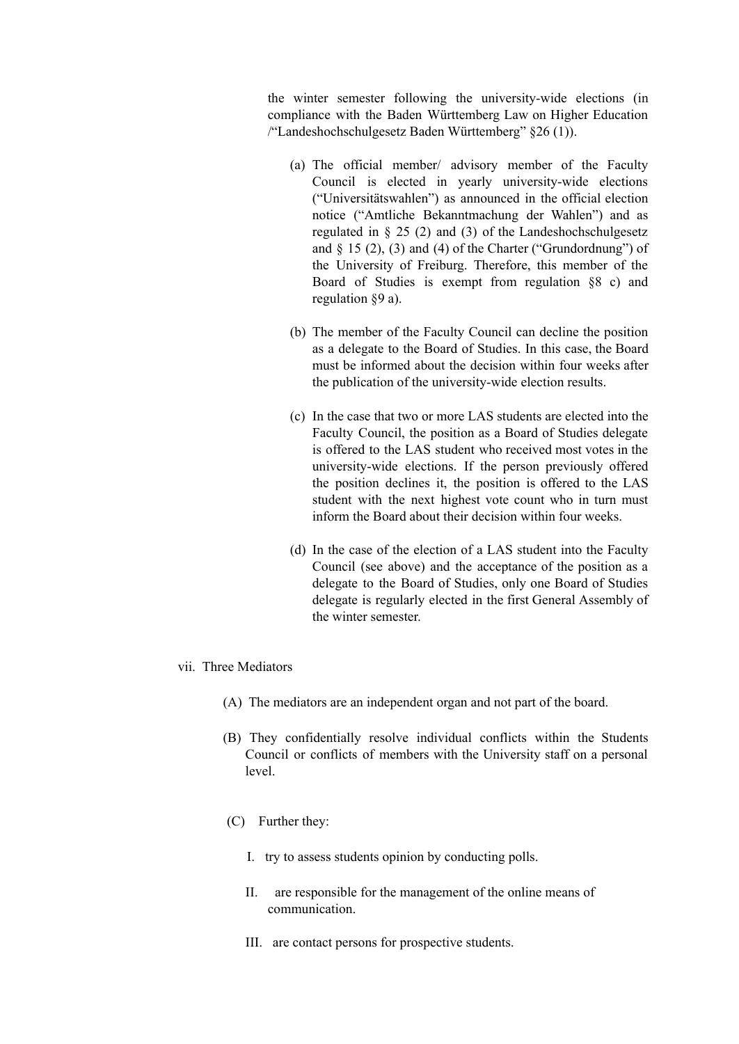the winter semester following the university-wide elections (in compliance with the Baden Württemberg Law on Higher Education /“Landeshochschulgesetz Baden Württemberg” §26 (1)).

(a) The official member/ advisory member of the Faculty Council is elected in yearly university-wide elections (“Universitätswahlen”) as announced in the official election notice (“Amtliche Bekanntmachung der Wahlen”) and as regulated in § 25 (2) and (3) of the Landeshochschulgesetz and § 15 (2), (3) and (4) of the Charter (“Grundordnung”) of the University of Freiburg. Therefore, this member of the Board of Studies is exempt from regulation §8 c) and regulation §9 a).

(b) The member of the Faculty Council can decline the position as a delegate to the Board of Studies. In this case, the Board must be informed about the decision within four weeks after the publication of the university-wide election results.

(c) In the case that two or more LAS students are elected into the Faculty Council, the position as a Board of Studies delegate is offered to the LAS student who received most votes in the university-wide elections. If the person previously offered the position declines it, the position is offered to the LAS student with the next highest vote count who in turn must inform the Board about their decision within four weeks.

(d) In the case of the election of a LAS student into the Faculty Council (see above) and the acceptance of the position as a delegate to the Board of Studies, only one Board of Studies delegate is regularly elected in the first General Assembly of the winter semester.

vii. Three Mediators

(A) The mediators are an independent organ and not part of the board.

(B) They confidentially resolve individual conflicts within the Students Council or conflicts of members with the University staff on a personal level.

(C) Further they:

I. try to assess students opinion by conducting polls.

II. are responsible for the management of the online means of communication.

III. are contact persons for prospective students.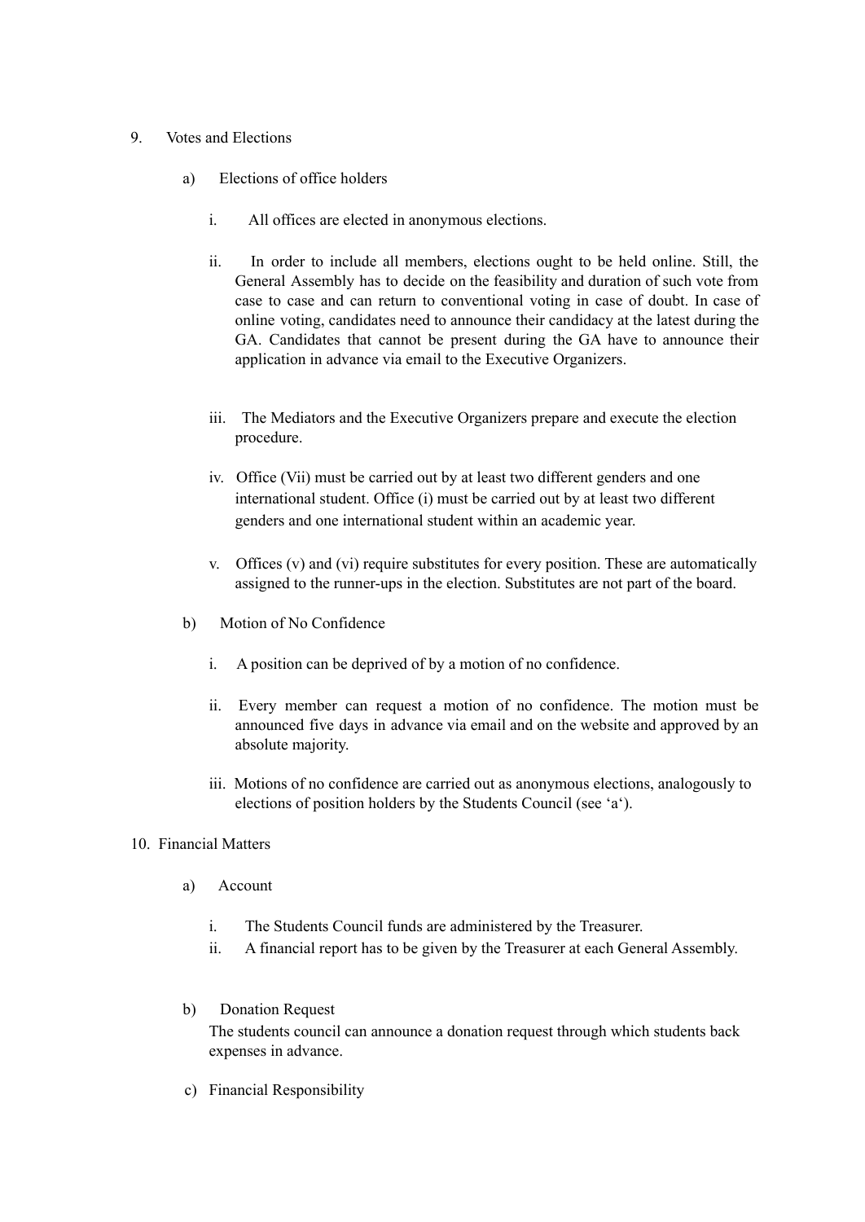9. Votes and Elections

    a) Elections of office holders

        i. All offices are elected in anonymous elections.

        ii. In order to include all members, elections ought to be held online. Still, the General Assembly has to decide on the feasibility and duration of such vote from case to case and can return to conventional voting in case of doubt. In case of online voting, candidates need to announce their candidacy at the latest during the GA. Candidates that cannot be present during the GA have to announce their application in advance via email to the Executive Organizers.

        iii. The Mediators and the Executive Organizers prepare and execute the election procedure.

        iv. Office (Vii) must be carried out by at least two different genders and one international student. Office (i) must be carried out by at least two different genders and one international student within an academic year.

        v. Offices (v) and (vi) require substitutes for every position. These are automatically assigned to the runner-ups in the election. Substitutes are not part of the board.

    b) Motion of No Confidence

        i. A position can be deprived of by a motion of no confidence.

        ii. Every member can request a motion of no confidence. The motion must be announced five days in advance via email and on the website and approved by an absolute majority.

        iii. Motions of no confidence are carried out as anonymous elections, analogously to elections of position holders by the Students Council (see 'a').

10. Financial Matters

    a) Account

        i. The Students Council funds are administered by the Treasurer.

        ii. A financial report has to be given by the Treasurer at each General Assembly.

    b) Donation Request

    The students council can announce a donation request through which students back expenses in advance.

    c) Financial Responsibility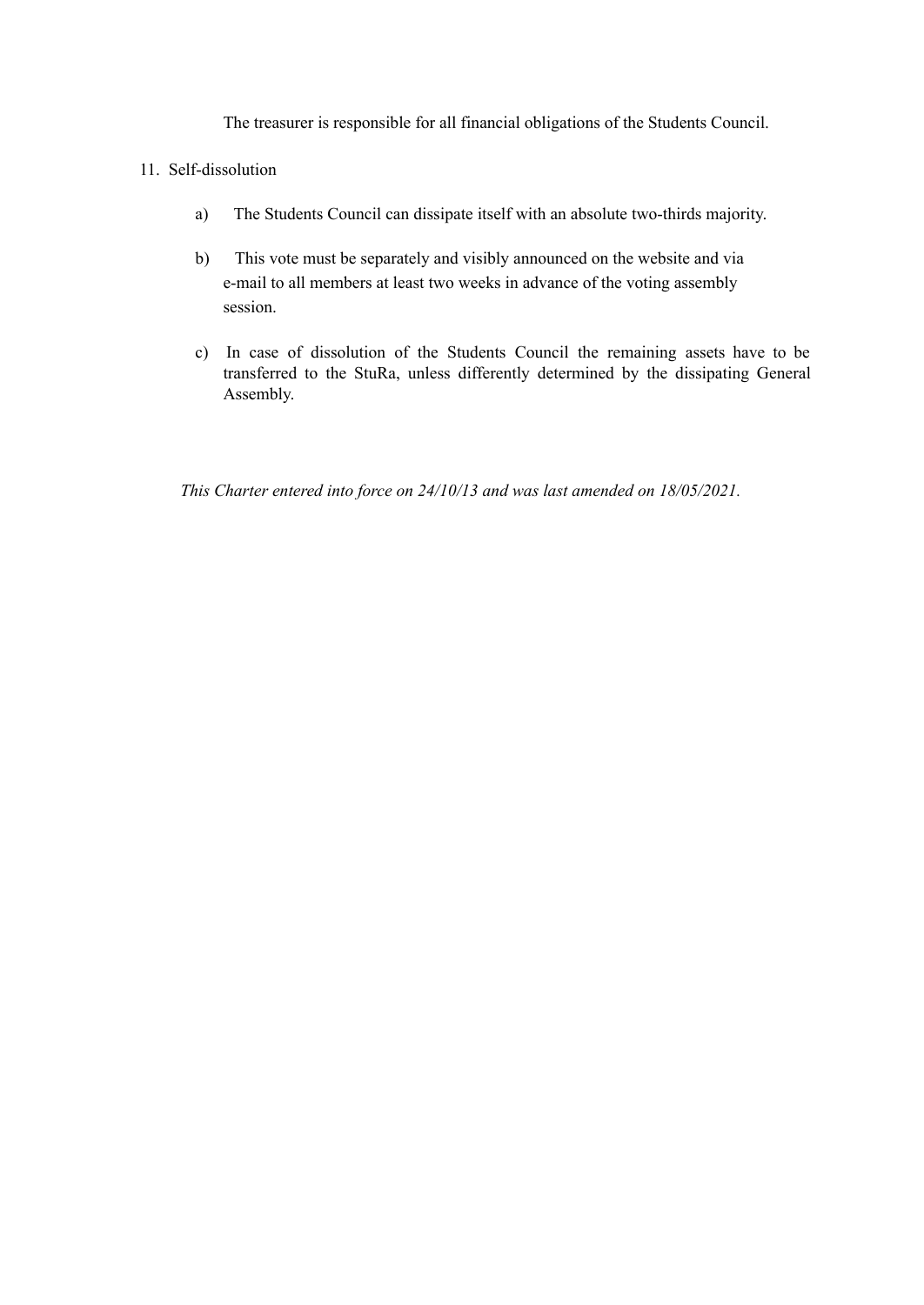The treasurer is responsible for all financial obligations of the Students Council.

11. Self-dissolution

    a) The Students Council can dissipate itself with an absolute two-thirds majority.

    b) This vote must be separately and visibly announced on the website and via e-mail to all members at least two weeks in advance of the voting assembly session.

    c) In case of dissolution of the Students Council the remaining assets have to be transferred to the StuRa, unless differently determined by the dissipating General Assembly.

*This Charter entered into force on 24/10/13 and was last amended on 18/05/2021.*